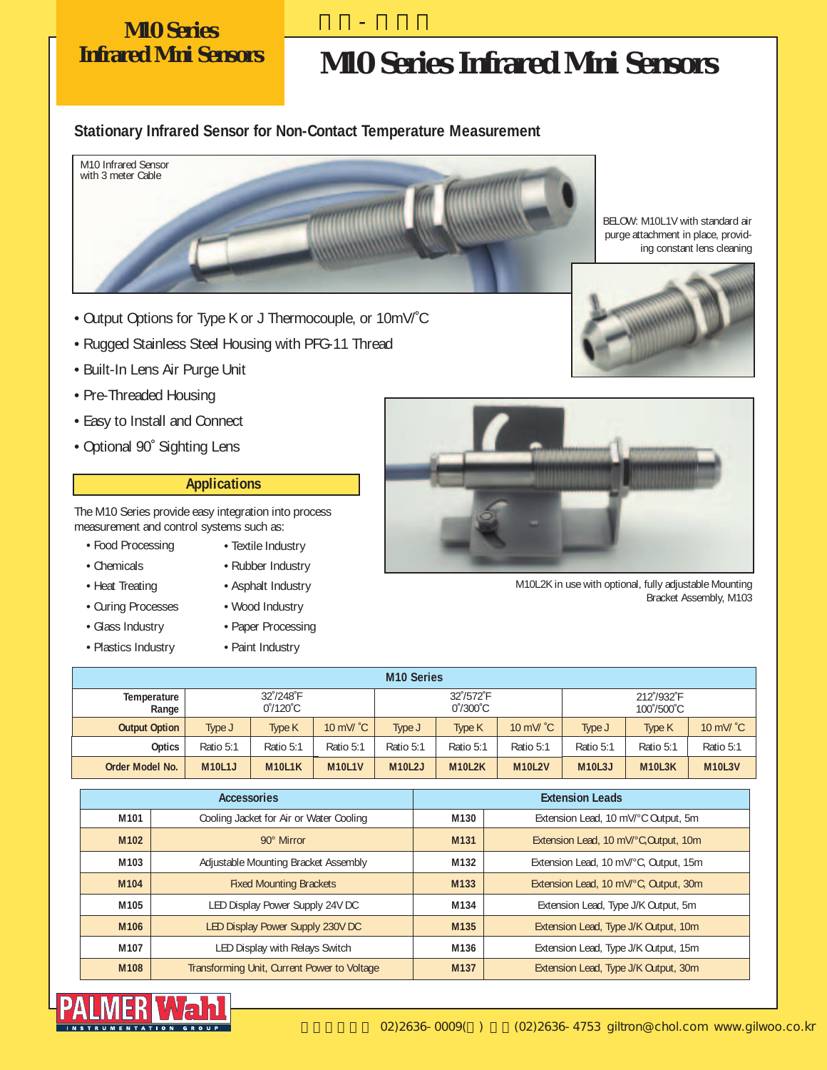# M10 Series Infrared Mini Sensors

## Stationary Infrared Sensor for Non-Contact Temperature Measurement

M10 Infrared Sensor with 3 meter Cable

BELOW: M10L1V with standard air purge attachment in place, providing constant lens cleaning

- Output Options for Type K or J Thermocouple, or 10mV/˚C
- Rugged Stainless Steel Housing with PFG-11 Thread
- Built-In Lens Air Purge Unit
- Pre-Threaded Housing
- Easy to Install and Connect
- Optional 90˚ Sighting Lens

### Applications

The M10 Series provide easy integration into process measurement and control systems such as:

- Food Processing
- Chemicals
- Heat Treating
- Curing Processes
- Glass Industry
- Plastics Industry
- Textile Industry
- Rubber Industry
- Asphalt Industry
- Wood Industry
- Paper Processing
- Paint Industry

M10L2K in use with optional, fully adjustable Mounting Bracket Assembly, M103

| M10 Series | | | | | | | | | |
|---|---|---|---|---|---|---|---|---|---|
| **Temperature Range** | 32˚/248˚F 0˚/120˚C | | | 32˚/572˚F 0˚/300˚C | | | 212˚/932˚F 100˚/500˚C | | |
| **Output Option** | Type J | Type K | 10 mV/ ˚C | Type J | Type K | 10 mV/ ˚C | Type J | Type K | 10 mV/ ˚C |
| **Optics** | Ratio 5:1 | Ratio 5:1 | Ratio 5:1 | Ratio 5:1 | Ratio 5:1 | Ratio 5:1 | Ratio 5:1 | Ratio 5:1 | Ratio 5:1 |
| **Order Model No.** | **M10L1J** | **M10L1K** | **M10L1V** | **M10L2J** | **M10L2K** | **M10L2V** | **M10L3J** | **M10L3K** | **M10L3V** |

| Accessories | | Extension Leads | |
|---|---|---|---|
| **M101** | Cooling Jacket for Air or Water Cooling | **M130** | Extension Lead, 10 mV/°C Output, 5m |
| **M102** | 90° Mirror | **M131** | Extension Lead, 10 mV/°C,Output, 10m |
| **M103** | Adjustable Mounting Bracket Assembly | **M132** | Extension Lead, 10 mV/°C, Output, 15m |
| **M104** | Fixed Mounting Brackets | **M133** | Extension Lead, 10 mV/°C, Output, 30m |
| **M105** | LED Display Power Supply 24V DC | **M134** | Extension Lead, Type J/K Output, 5m |
| **M106** | LED Display Power Supply 230V DC | **M135** | Extension Lead, Type J/K Output, 10m |
| **M107** | LED Display with Relays Switch | **M136** | Extension Lead, Type J/K Output, 15m |
| **M108** | Transforming Unit, Current Power to Voltage | **M137** | Extension Lead, Type J/K Output, 30m |

PALMER Wahl INSTRUMENTATION GROUP

02)2636-0009 (02)2636-4753 giltron@chol.com www.gilwoo.co.kr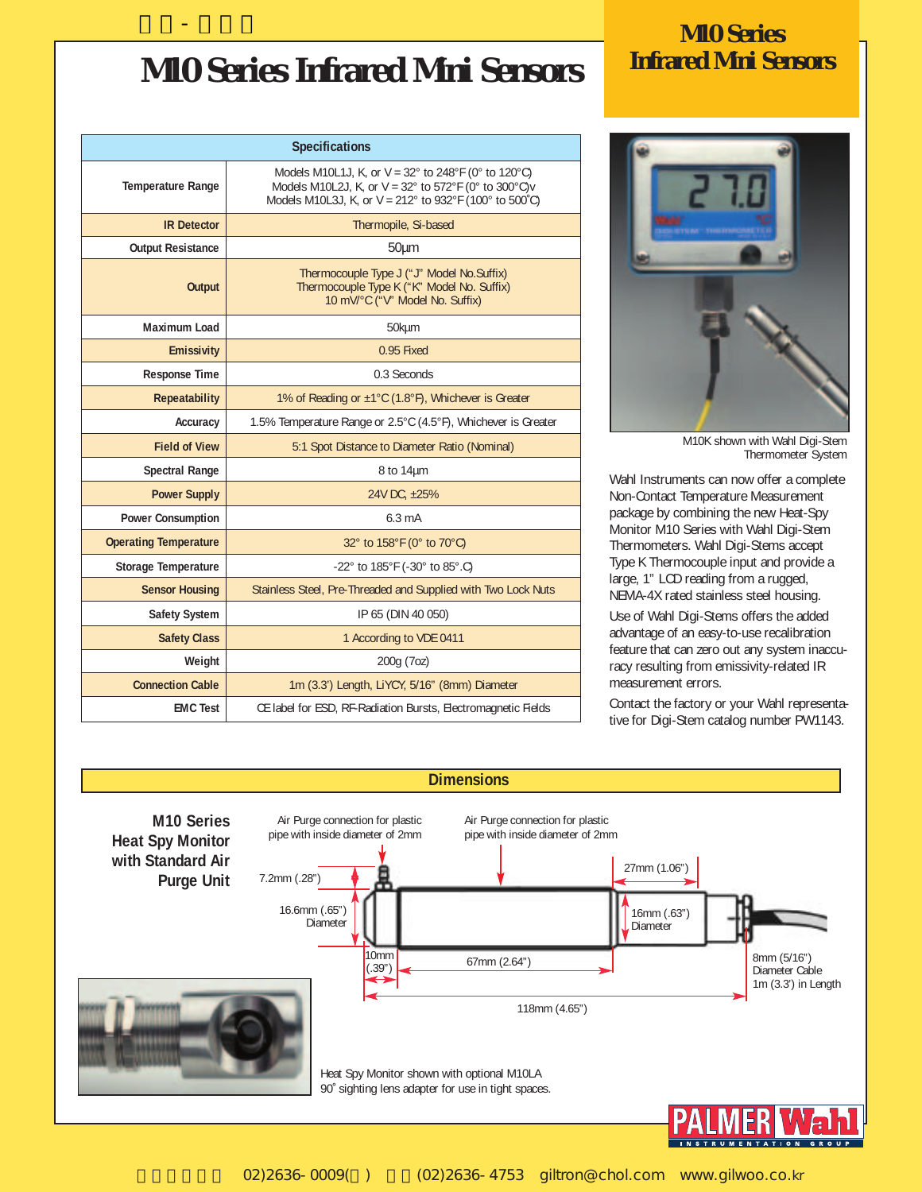# M10 Series Infrared Mini Sensors

## M10 Series Infrared Mini Sensors

| Specifications | |
|---|---|
| Temperature Range | Models M10L1J, K, or V = 32° to 248°F (0° to 120°C)<br>Models M10L2J, K, or V = 32° to 572°F (0° to 300°C)v<br>Models M10L3J, K, or V = 212° to 932°F (100° to 500°C) |
| IR Detector | Thermopile, Si-based |
| Output Resistance | 50µm |
| Output | Thermocouple Type J ("J" Model No.Suffix)<br>Thermocouple Type K ("K" Model No. Suffix)<br>10 mV/°C ("V" Model No. Suffix) |
| Maximum Load | 50kµm |
| Emissivity | 0.95 Fixed |
| Response Time | 0.3 Seconds |
| Repeatability | 1% of Reading or ±1°C (1.8°F), Whichever is Greater |
| Accuracy | 1.5% Temperature Range or 2.5°C (4.5°F), Whichever is Greater |
| Field of View | 5:1 Spot Distance to Diameter Ratio (Nominal) |
| Spectral Range | 8 to 14µm |
| Power Supply | 24V DC, ±25% |
| Power Consumption | 6.3 mA |
| Operating Temperature | 32° to 158°F (0° to 70°C) |
| Storage Temperature | -22° to 185°F (-30° to 85°.C) |
| Sensor Housing | Stainless Steel, Pre-Threaded and Supplied with Two Lock Nuts |
| Safety System | IP 65 (DIN 40 050) |
| Safety Class | 1 According to VDE 0411 |
| Weight | 200g (7oz) |
| Connection Cable | 1m (3.3') Length, LiYCY, 5/16" (8mm) Diameter |
| EMC Test | CE label for ESD, RF-Radiation Bursts, Electromagnetic Fields |

M10K shown with Wahl Digi-Stem Thermometer System

Wahl Instruments can now offer a complete Non-Contact Temperature Measurement package by combining the new Heat-Spy Monitor M10 Series with Wahl Digi-Stem Thermometers. Wahl Digi-Stems accept Type K Thermocouple input and provide a large, 1" LCD reading from a rugged, NEMA-4X rated stainless steel housing.

Use of Wahl Digi-Stems offers the added advantage of an easy-to-use recalibration feature that can zero out any system inaccuracy resulting from emissivity-related IR measurement errors.

Contact the factory or your Wahl representative for Digi-Stem catalog number PW1143.

## Dimensions

**M10 Series Heat Spy Monitor with Standard Air Purge Unit**

Air Purge connection for plastic pipe with inside diameter of 2mm

Air Purge connection for plastic pipe with inside diameter of 2mm

7.2mm (.28")

16.6mm (.65") Diameter

10mm (.39")

67mm (2.64")

27mm (1.06")

16mm (.63") Diameter

8mm (5/16") Diameter Cable 1m (3.3') in Length

118mm (4.65")

Heat Spy Monitor shown with optional M10LA 90° sighting lens adapter for use in tight spaces.

PALMER Wahl INSTRUMENTATION GROUP

02)2636-0009 (02)2636-4753 giltron@chol.com www.gilwoo.co.kr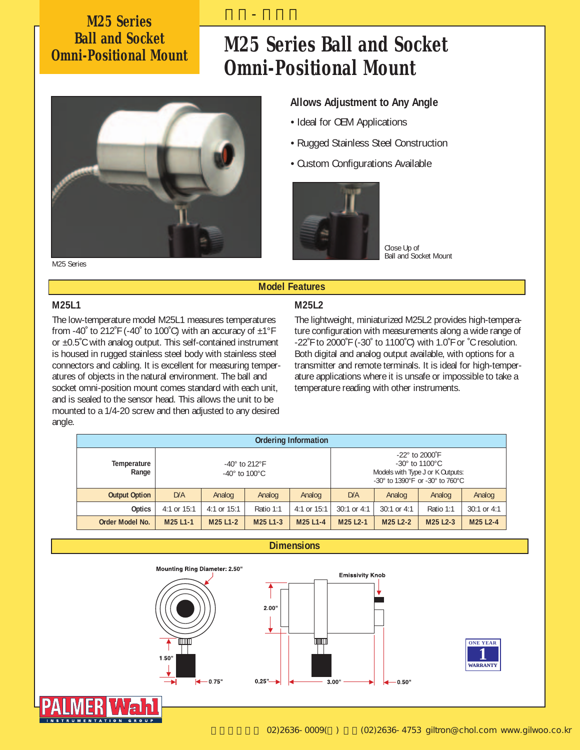M25 Series
Ball and Socket
Omni-Positional Mount

# M25 Series Ball and Socket Omni-Positional Mount

M25 Series

### Allows Adjustment to Any Angle

- Ideal for OEM Applications
- Rugged Stainless Steel Construction
- Custom Configurations Available

Close Up of
Ball and Socket Mount

## Model Features

### M25L1

The low-temperature model M25L1 measures temperatures from -40˚ to 212˚F (-40˚ to 100˚C) with an accuracy of ±1°F or ±0.5˚C with analog output. This self-contained instrument is housed in rugged stainless steel body with stainless steel connectors and cabling. It is excellent for measuring temperatures of objects in the natural environment. The ball and socket omni-position mount comes standard with each unit, and is sealed to the sensor head. This allows the unit to be mounted to a 1/4-20 screw and then adjusted to any desired angle.

### M25L2

The lightweight, miniaturized M25L2 provides high-temperature configuration with measurements along a wide range of -22˚F to 2000˚F (-30˚ to 1100˚C) with 1.0˚F or ˚C resolution. Both digital and analog output available, with options for a transmitter and remote terminals. It is ideal for high-temperature applications where it is unsafe or impossible to take a temperature reading with other instruments.

**Ordering Information**

| Temperature Range | -40° to 212°F<br>-40° to 100°C | | | | -22° to 2000˚F<br>-30° to 1100°C<br>Models with Type J or K Outputs:<br>-30° to 1390°F or -30° to 760°C | | | |
|---|---|---|---|---|---|---|---|---|
| **Output Option** | D/A | Analog | Analog | Analog | D/A | Analog | Analog | Analog |
| **Optics** | 4:1 or 15:1 | 4:1 or 15:1 | Ratio 1:1 | 4:1 or 15:1 | 30:1 or 4:1 | 30:1 or 4:1 | Ratio 1:1 | 30:1 or 4:1 |
| **Order Model No.** | **M25 L1-1** | **M25 L1-2** | **M25 L1-3** | **M25 L1-4** | **M25 L2-1** | **M25 L2-2** | **M25 L2-3** | **M25 L2-4** |

## Dimensions

Mounting Ring Diameter: 2.50"

Emissivity Knob

2.00"

1.50"

0.75"

0.25"

3.00"

0.50"

ONE YEAR 1 WARRANTY

PALMER Wahl INSTRUMENTATION GROUP

02)2636-0009 (02)2636-4753 giltron@chol.com www.gilwoo.co.kr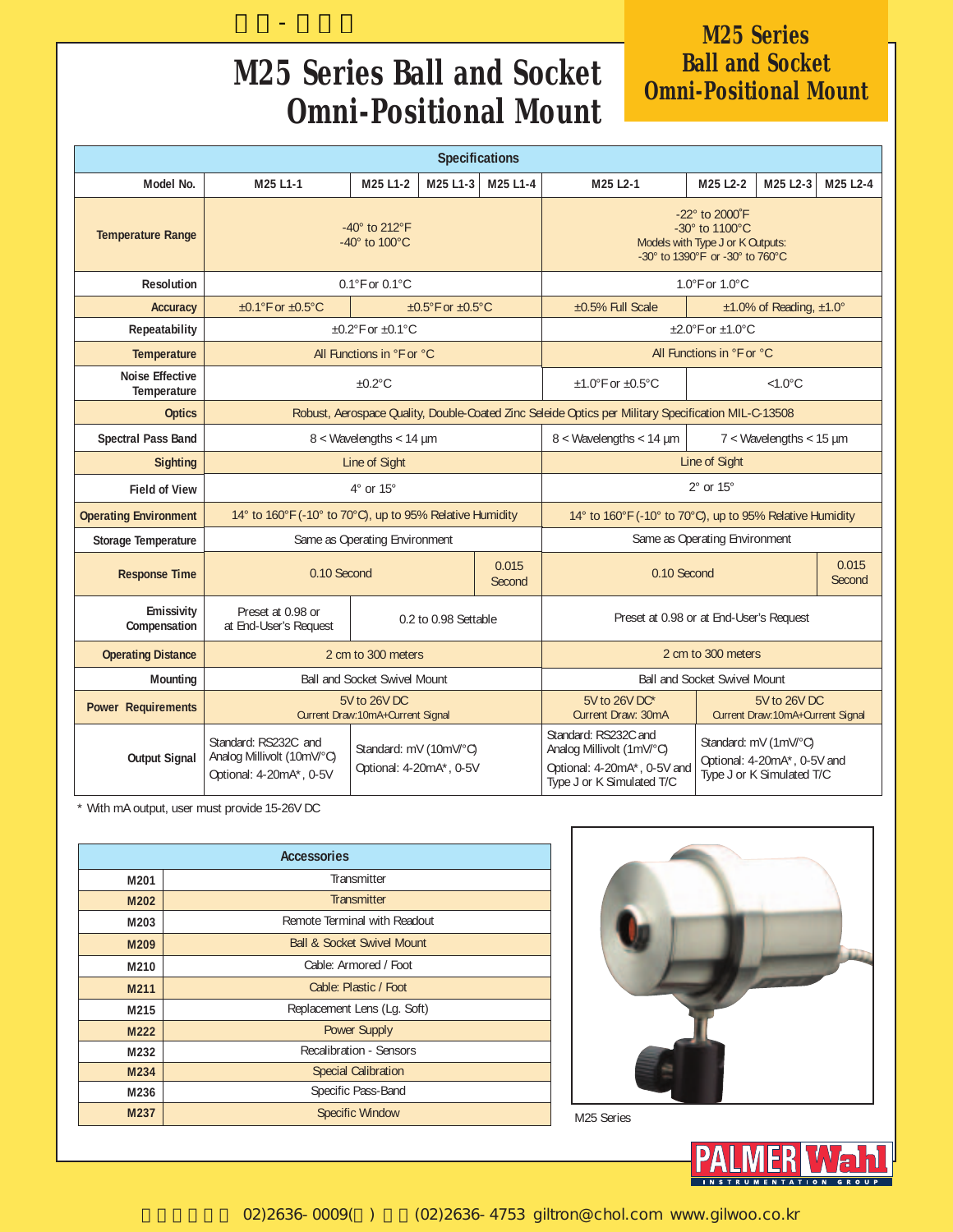# M25 Series Ball and Socket Omni-Positional Mount

**M25 Series Ball and Socket Omni-Positional Mount**

| Specifications | | | | | | | | |
|---|---|---|---|---|---|---|---|---|
| **Model No.** | **M25 L1-1** | **M25 L1-2** | **M25 L1-3** | **M25 L1-4** | **M25 L2-1** | **M25 L2-2** | **M25 L2-3** | **M25 L2-4** |
| **Temperature Range** | -40° to 212°F<br>-40° to 100°C | | | | -22° to 2000°F<br>-30° to 1100°C<br>Models with Type J or K Outputs:<br>-30° to 1390°F or -30° to 760°C | | | |
| **Resolution** | 0.1°F or 0.1°C | | | | 1.0°F or 1.0°C | | | |
| **Accuracy** | ±0.1°F or ±0.5°C | ±0.5°F or ±0.5°C | | | ±0.5% Full Scale | ±1.0% of Reading, ±1.0° | | |
| **Repeatability** | ±0.2°F or ±0.1°C | | | | ±2.0°F or ±1.0°C | | | |
| **Temperature** | All Functions in °F or °C | | | | All Functions in °F or °C | | | |
| **Noise Effective Temperature** | ±0.2°C | | | | ±1.0°F or ±0.5°C | <1.0°C | | |
| **Optics** | Robust, Aerospace Quality, Double-Coated Zinc Seleide Optics per Military Specification MIL-C-13508 | | | | | | | |
| **Spectral Pass Band** | 8 < Wavelengths < 14 µm | | | | 8 < Wavelengths < 14 µm | 7 < Wavelengths < 15 µm | | |
| **Sighting** | Line of Sight | | | | Line of Sight | | | |
| **Field of View** | 4° or 15° | | | | 2° or 15° | | | |
| **Operating Environment** | 14° to 160°F (-10° to 70°C), up to 95% Relative Humidity | | | | 14° to 160°F (-10° to 70°C), up to 95% Relative Humidity | | | |
| **Storage Temperature** | Same as Operating Environment | | | | Same as Operating Environment | | | |
| **Response Time** | 0.10 Second | | | 0.015 Second | 0.10 Second | | | 0.015 Second |
| **Emissivity Compensation** | Preset at 0.98 or at End-User's Request | 0.2 to 0.98 Settable | | | Preset at 0.98 or at End-User's Request | | | |
| **Operating Distance** | 2 cm to 300 meters | | | | 2 cm to 300 meters | | | |
| **Mounting** | Ball and Socket Swivel Mount | | | | Ball and Socket Swivel Mount | | | |
| **Power Requirements** | 5V to 26V DC<br>Current Draw:10mA+Current Signal | | | | 5V to 26V DC*<br>Current Draw: 30mA | 5V to 26V DC<br>Current Draw:10mA+Current Signal | | |
| **Output Signal** | Standard: RS232C and Analog Millivolt (10mV/°C)<br>Optional: 4-20mA*, 0-5V | Standard: mV (10mV/°C)<br>Optional: 4-20mA*, 0-5V | | | Standard: RS232C and Analog Millivolt (1mV/°C)<br>Optional: 4-20mA*, 0-5V and Type J or K Simulated T/C | Standard: mV (1mV/°C)<br>Optional: 4-20mA*, 0-5V and Type J or K Simulated T/C | | |

\* With mA output, user must provide 15-26V DC

| Accessories | |
|---|---|
| **M201** | Transmitter |
| **M202** | Transmitter |
| **M203** | Remote Terminal with Readout |
| **M209** | Ball & Socket Swivel Mount |
| **M210** | Cable: Armored / Foot |
| **M211** | Cable: Plastic / Foot |
| **M215** | Replacement Lens (Lg. Soft) |
| **M222** | Power Supply |
| **M232** | Recalibration - Sensors |
| **M234** | Special Calibration |
| **M236** | Specific Pass-Band |
| **M237** | Specific Window |

M25 Series

PALMER Wahl INSTRUMENTATION GROUP

02)2636-0009 (02)2636-4753 giltron@chol.com www.gilwoo.co.kr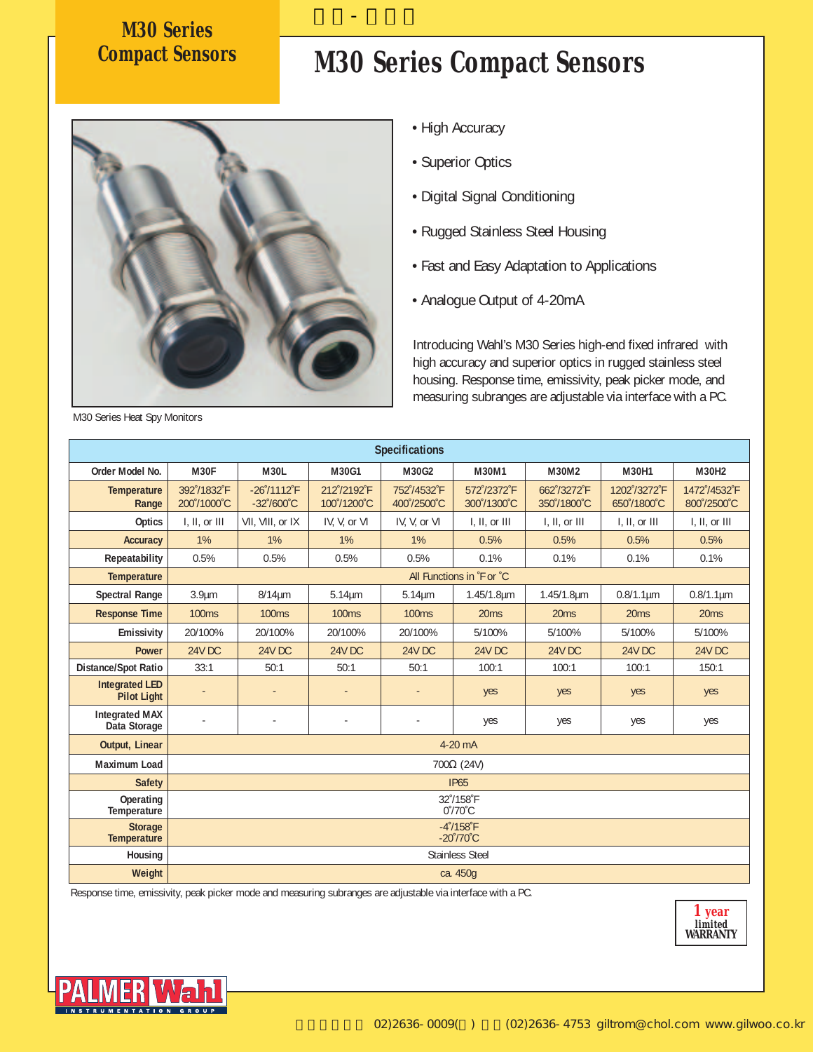# M30 Series Compact Sensors

- High Accuracy
- Superior Optics
- Digital Signal Conditioning
- Rugged Stainless Steel Housing
- Fast and Easy Adaptation to Applications
- Analogue Output of 4-20mA

Introducing Wahl's M30 Series high-end fixed infrared with high accuracy and superior optics in rugged stainless steel housing. Response time, emissivity, peak picker mode, and measuring subranges are adjustable via interface with a PC.

M30 Series Heat Spy Monitors

| Specifications | | | | | | | | |
|---|---|---|---|---|---|---|---|---|
| Order Model No. | M30F | M30L | M30G1 | M30G2 | M30M1 | M30M2 | M30H1 | M30H2 |
| Temperature Range | 392°/1832°F 200°/1000°C | -26°/1112°F -32°/600°C | 212°/2192°F 100°/1200°C | 752°/4532°F 400°/2500°C | 572°/2372°F 300°/1300°C | 662°/3272°F 350°/1800°C | 1202°/3272°F 650°/1800°C | 1472°/4532°F 800°/2500°C |
| Optics | I, II, or III | VII, VIII, or IX | IV, V, or VI | IV, V, or VI | I, II, or III | I, II, or III | I, II, or III | I, II, or III |
| Accuracy | 1% | 1% | 1% | 1% | 0.5% | 0.5% | 0.5% | 0.5% |
| Repeatability | 0.5% | 0.5% | 0.5% | 0.5% | 0.1% | 0.1% | 0.1% | 0.1% |
| Temperature | All Functions in °F or °C | | | | | | | |
| Spectral Range | 3.9µm | 8/14µm | 5.14µm | 5.14µm | 1.45/1.8µm | 1.45/1.8µm | 0.8/1.1µm | 0.8/1.1µm |
| Response Time | 100ms | 100ms | 100ms | 100ms | 20ms | 20ms | 20ms | 20ms |
| Emissivity | 20/100% | 20/100% | 20/100% | 20/100% | 5/100% | 5/100% | 5/100% | 5/100% |
| Power | 24V DC | 24V DC | 24V DC | 24V DC | 24V DC | 24V DC | 24V DC | 24V DC |
| Distance/Spot Ratio | 33:1 | 50:1 | 50:1 | 50:1 | 100:1 | 100:1 | 100:1 | 150:1 |
| Integrated LED Pilot Light | - | - | - | - | yes | yes | yes | yes |
| Integrated MAX Data Storage | - | - | - | - | yes | yes | yes | yes |
| Output, Linear | 4-20 mA | | | | | | | |
| Maximum Load | 700Ω (24V) | | | | | | | |
| Safety | IP65 | | | | | | | |
| Operating Temperature | 32°/158°F 0°/70°C | | | | | | | |
| Storage Temperature | -4°/158°F -20°/70°C | | | | | | | |
| Housing | Stainless Steel | | | | | | | |
| Weight | ca. 450g | | | | | | | |

Response time, emissivity, peak picker mode and measuring subranges are adjustable via interface with a PC.

1 year limited WARRANTY

PALMER Wahl INSTRUMENTATION GROUP

02)2636-0009 (02)2636-4753 giltrom@chol.com www.gilwoo.co.kr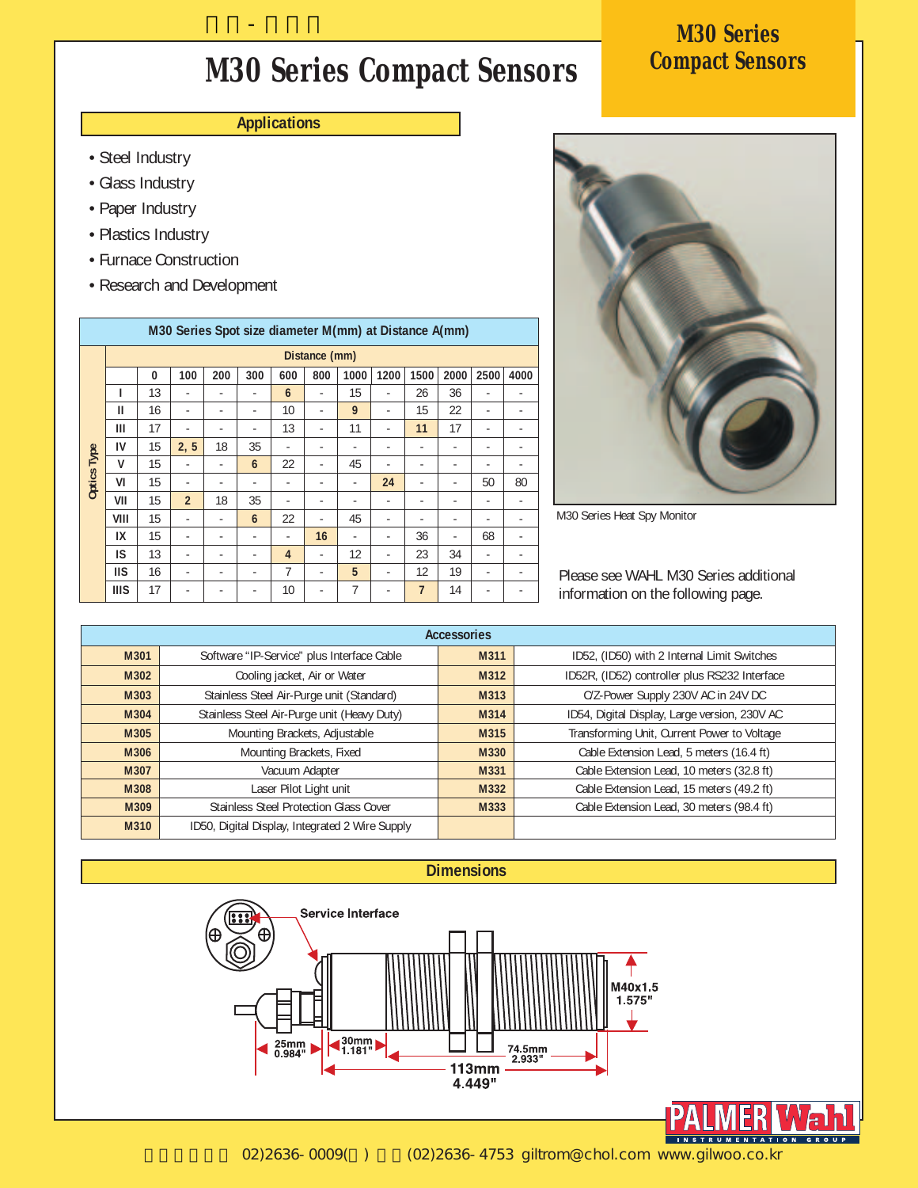# M30 Series Compact Sensors

**M30 Series Compact Sensors**

## Applications

- Steel Industry
- Glass Industry
- Paper Industry
- Plastics Industry
- Furnace Construction
- Research and Development

**M30 Series Spot size diameter M(mm) at Distance A(mm)**

| Optics Type | Distance (mm) | | | | | | | | | | | |
|---|---|---|---|---|---|---|---|---|---|---|---|---|
| | 0 | 100 | 200 | 300 | 600 | 800 | 1000 | 1200 | 1500 | 2000 | 2500 | 4000 |
| I | 13 | - | - | - | **6** | - | 15 | - | 26 | 36 | - | - |
| II | 16 | - | - | - | 10 | - | **9** | - | 15 | 22 | - | - |
| III | 17 | - | - | - | 13 | - | 11 | - | **11** | 17 | - | - |
| IV | 15 | **2, 5** | 18 | 35 | - | - | - | - | - | - | - | - |
| V | 15 | - | - | **6** | 22 | - | 45 | - | - | - | - | - |
| VI | 15 | - | - | - | - | - | - | **24** | - | - | 50 | 80 |
| VII | 15 | **2** | 18 | 35 | - | - | - | - | - | - | - | - |
| VIII | 15 | - | - | **6** | 22 | - | 45 | - | - | - | - | - |
| IX | 15 | - | - | - | - | **16** | - | - | 36 | - | 68 | - |
| IS | 13 | - | - | - | **4** | - | 12 | - | 23 | 34 | - | - |
| IIS | 16 | - | - | - | 7 | - | **5** | - | 12 | 19 | - | - |
| IIIS | 17 | - | - | - | 10 | - | 7 | - | **7** | 14 | - | - |

M30 Series Heat Spy Monitor

Please see WAHL M30 Series additional information on the following page.

**Accessories**

| | | | |
|---|---|---|---|
| M301 | Software "IP-Service" plus Interface Cable | M311 | ID52, (ID50) with 2 Internal Limit Switches |
| M302 | Cooling jacket, Air or Water | M312 | ID52R, (ID52) controller plus RS232 Interface |
| M303 | Stainless Steel Air-Purge unit (Standard) | M313 | C/Z-Power Supply 230V AC in 24V DC |
| M304 | Stainless Steel Air-Purge unit (Heavy Duty) | M314 | ID54, Digital Display, Large version, 230V AC |
| M305 | Mounting Brackets, Adjustable | M315 | Transforming Unit, Current Power to Voltage |
| M306 | Mounting Brackets, Fixed | M330 | Cable Extension Lead, 5 meters (16.4 ft) |
| M307 | Vacuum Adapter | M331 | Cable Extension Lead, 10 meters (32.8 ft) |
| M308 | Laser Pilot Light unit | M332 | Cable Extension Lead, 15 meters (49.2 ft) |
| M309 | Stainless Steel Protection Glass Cover | M333 | Cable Extension Lead, 30 meters (98.4 ft) |
| M310 | ID50, Digital Display, Integrated 2 Wire Supply | | |

## Dimensions

Service Interface

M40x1.5 1.575"

25mm 0.984" | 30mm 1.181" | 74.5mm 2.933" | 113mm 4.449"

PALMER Wahl INSTRUMENTATION GROUP

02)2636-0009 (02)2636-4753 giltrom@chol.com www.gilwoo.co.kr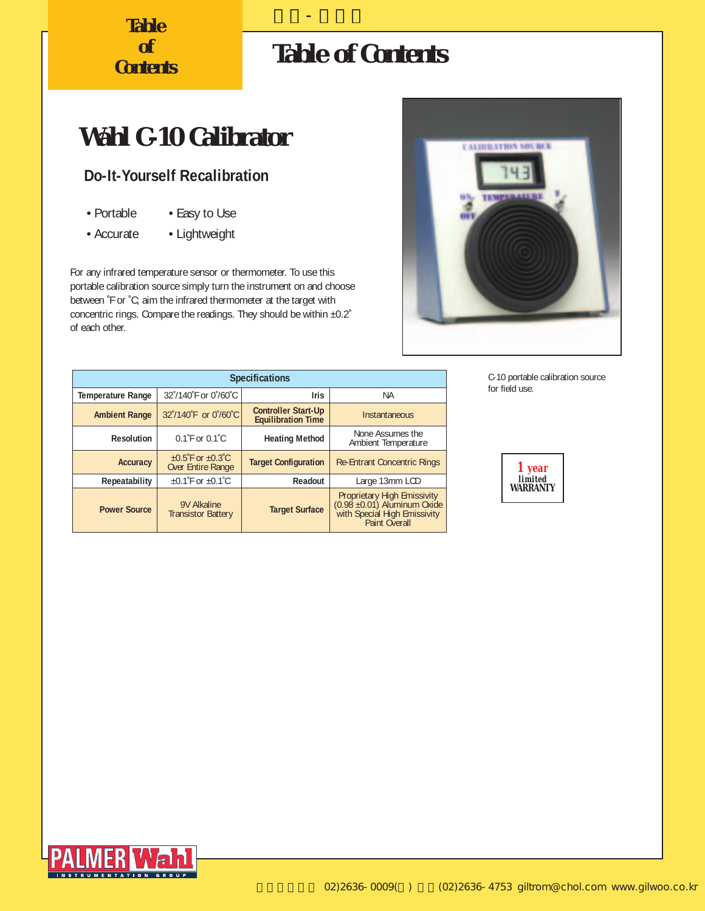# Table of Contents

## Wahl C-10 Calibrator

### Do-It-Yourself Recalibration

- Portable
- Easy to Use
- Accurate
- Lightweight

For any infrared temperature sensor or thermometer. To use this portable calibration source simply turn the instrument on and choose between ˚F or ˚C; aim the infrared thermometer at the target with concentric rings. Compare the readings. They should be within ±0.2˚ of each other.

C-10 portable calibration source for field use.

| Specifications | | | |
|---|---|---|---|
| **Temperature Range** | 32˚/140˚F or 0˚/60˚C | **Iris** | NA |
| **Ambient Range** | 32˚/140˚F or 0˚/60˚C | **Controller Start-Up Equilibration Time** | Instantaneous |
| **Resolution** | 0.1˚F or 0.1˚C | **Heating Method** | None Assumes the Ambient Temperature |
| **Accuracy** | ±0.5˚F or ±0.3˚C Over Entire Range | **Target Configuration** | Re-Entrant Concentric Rings |
| **Repeatability** | ±0.1˚F or ±0.1˚C | **Readout** | Large 13mm LCD |
| **Power Source** | 9V Alkaline Transistor Battery | **Target Surface** | Proprietary High Emissivity (0.98 ±0.01) Aluminum Oxide with Special High Emissivity Paint Overall |

**1 year limited WARRANTY**

PALMER Wahl INSTRUMENTATION GROUP

02)2636-0009 (02)2636-4753 giltrom@chol.com www.gilwoo.co.kr